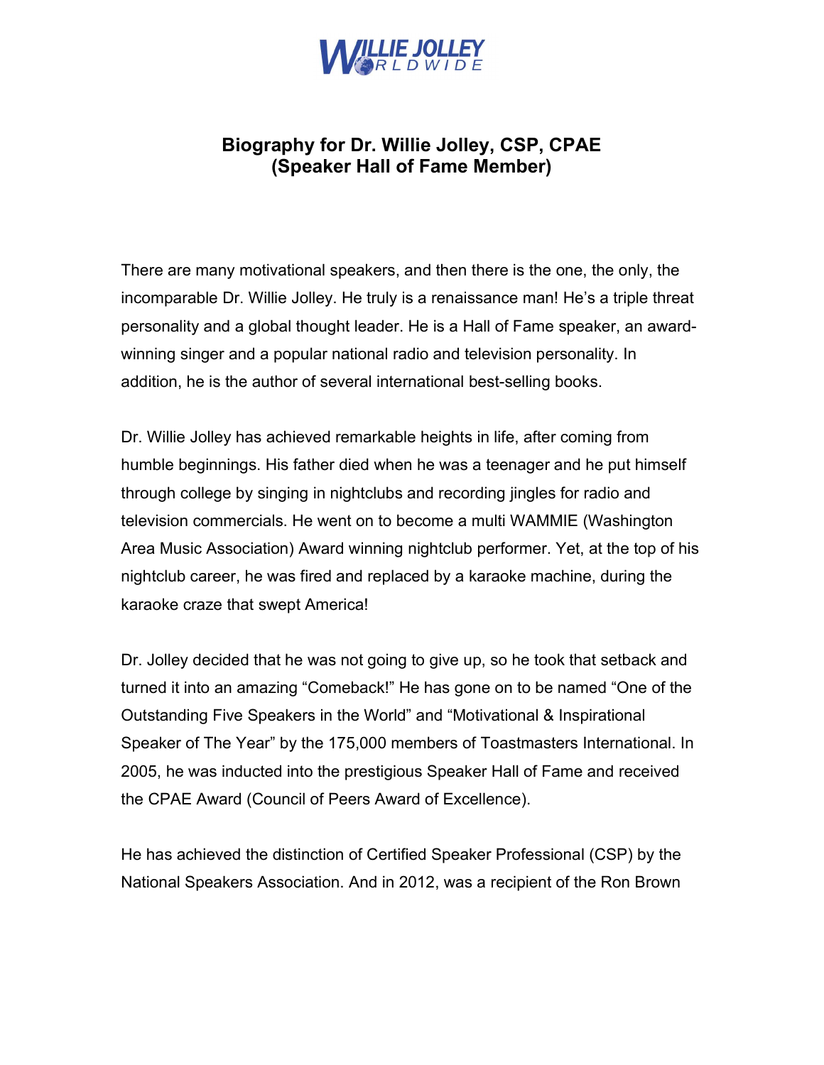# Biography for Dr. Willie Jolley, CSP, CPAE
## (Speaker Hall of Fame Member)

There are many motivational speakers, and then there is the one, the only, the incomparable Dr. Willie Jolley. He truly is a renaissance man! He's a triple threat personality and a global thought leader. He is a Hall of Fame speaker, an award-winning singer and a popular national radio and television personality. In addition, he is the author of several international best-selling books.

Dr. Willie Jolley has achieved remarkable heights in life, after coming from humble beginnings. His father died when he was a teenager and he put himself through college by singing in nightclubs and recording jingles for radio and television commercials. He went on to become a multi WAMMIE (Washington Area Music Association) Award winning nightclub performer. Yet, at the top of his nightclub career, he was fired and replaced by a karaoke machine, during the karaoke craze that swept America!

Dr. Jolley decided that he was not going to give up, so he took that setback and turned it into an amazing "Comeback!" He has gone on to be named "One of the Outstanding Five Speakers in the World" and "Motivational & Inspirational Speaker of The Year" by the 175,000 members of Toastmasters International. In 2005, he was inducted into the prestigious Speaker Hall of Fame and received the CPAE Award (Council of Peers Award of Excellence).

He has achieved the distinction of Certified Speaker Professional (CSP) by the National Speakers Association. And in 2012, was a recipient of the Ron Brown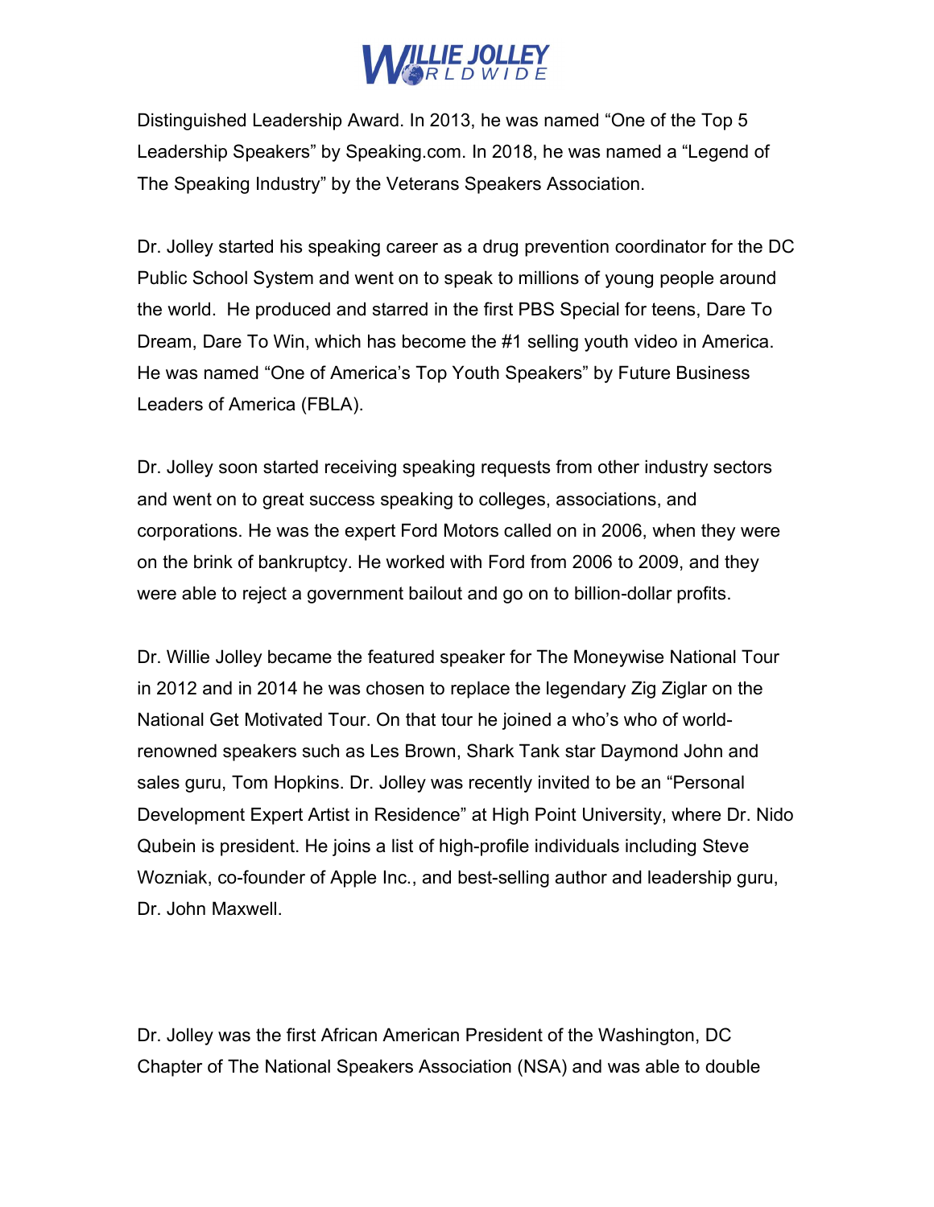Distinguished Leadership Award. In 2013, he was named "One of the Top 5 Leadership Speakers" by Speaking.com. In 2018, he was named a "Legend of The Speaking Industry" by the Veterans Speakers Association.

Dr. Jolley started his speaking career as a drug prevention coordinator for the DC Public School System and went on to speak to millions of young people around the world. He produced and starred in the first PBS Special for teens, Dare To Dream, Dare To Win, which has become the #1 selling youth video in America. He was named "One of America's Top Youth Speakers" by Future Business Leaders of America (FBLA).

Dr. Jolley soon started receiving speaking requests from other industry sectors and went on to great success speaking to colleges, associations, and corporations. He was the expert Ford Motors called on in 2006, when they were on the brink of bankruptcy. He worked with Ford from 2006 to 2009, and they were able to reject a government bailout and go on to billion-dollar profits.

Dr. Willie Jolley became the featured speaker for The Moneywise National Tour in 2012 and in 2014 he was chosen to replace the legendary Zig Ziglar on the National Get Motivated Tour. On that tour he joined a who's who of world-renowned speakers such as Les Brown, Shark Tank star Daymond John and sales guru, Tom Hopkins. Dr. Jolley was recently invited to be an "Personal Development Expert Artist in Residence" at High Point University, where Dr. Nido Qubein is president. He joins a list of high-profile individuals including Steve Wozniak, co-founder of Apple Inc., and best-selling author and leadership guru, Dr. John Maxwell.

Dr. Jolley was the first African American President of the Washington, DC Chapter of The National Speakers Association (NSA) and was able to double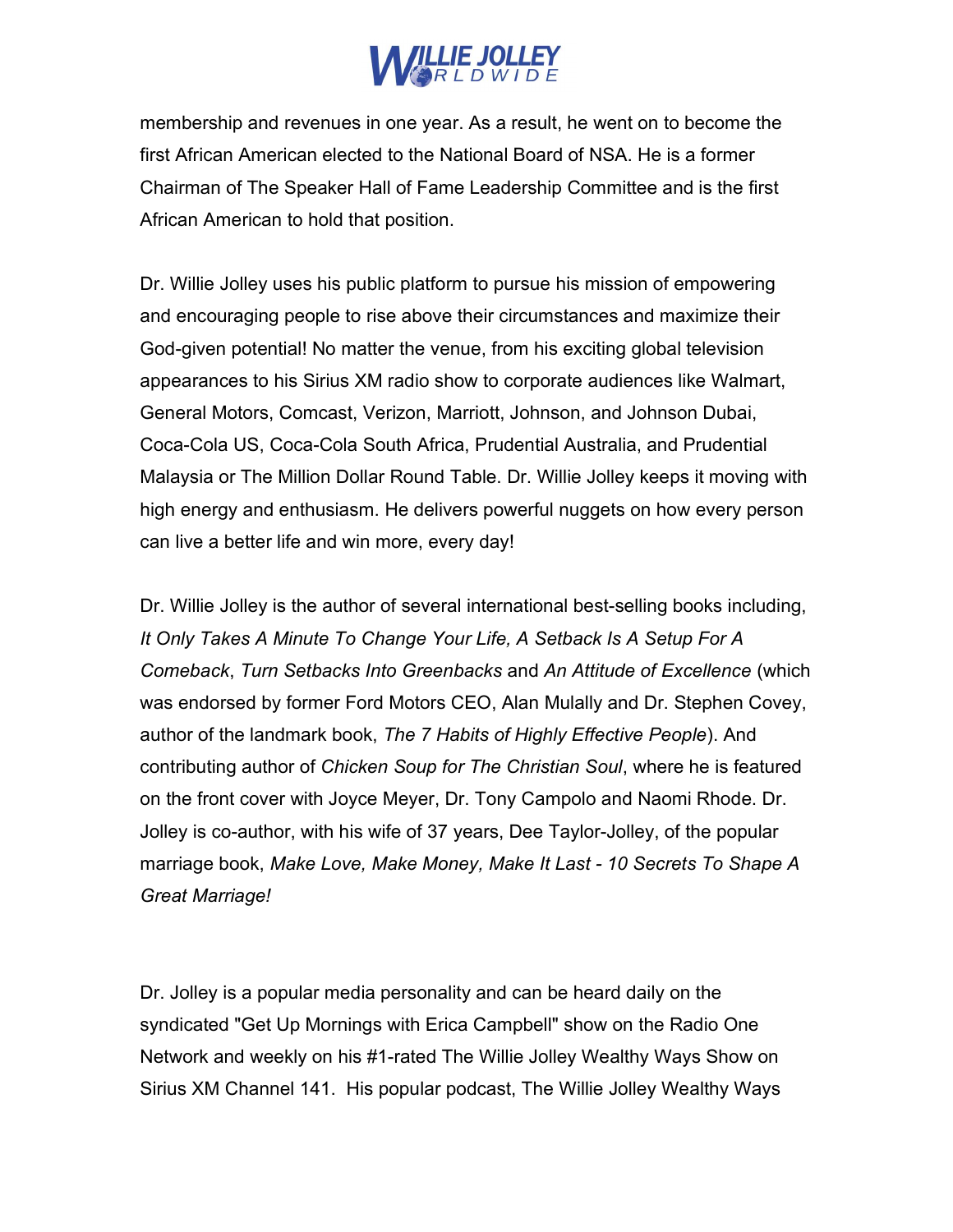membership and revenues in one year. As a result, he went on to become the first African American elected to the National Board of NSA. He is a former Chairman of The Speaker Hall of Fame Leadership Committee and is the first African American to hold that position.

Dr. Willie Jolley uses his public platform to pursue his mission of empowering and encouraging people to rise above their circumstances and maximize their God-given potential! No matter the venue, from his exciting global television appearances to his Sirius XM radio show to corporate audiences like Walmart, General Motors, Comcast, Verizon, Marriott, Johnson, and Johnson Dubai, Coca-Cola US, Coca-Cola South Africa, Prudential Australia, and Prudential Malaysia or The Million Dollar Round Table. Dr. Willie Jolley keeps it moving with high energy and enthusiasm. He delivers powerful nuggets on how every person can live a better life and win more, every day!

Dr. Willie Jolley is the author of several international best-selling books including, *It Only Takes A Minute To Change Your Life, A Setback Is A Setup For A Comeback*, *Turn Setbacks Into Greenbacks* and *An Attitude of Excellence* (which was endorsed by former Ford Motors CEO, Alan Mulally and Dr. Stephen Covey, author of the landmark book, *The 7 Habits of Highly Effective People*). And contributing author of *Chicken Soup for The Christian Soul*, where he is featured on the front cover with Joyce Meyer, Dr. Tony Campolo and Naomi Rhode. Dr. Jolley is co-author, with his wife of 37 years, Dee Taylor-Jolley, of the popular marriage book, *Make Love, Make Money, Make It Last - 10 Secrets To Shape A Great Marriage!*

Dr. Jolley is a popular media personality and can be heard daily on the syndicated "Get Up Mornings with Erica Campbell" show on the Radio One Network and weekly on his #1-rated The Willie Jolley Wealthy Ways Show on Sirius XM Channel 141. His popular podcast, The Willie Jolley Wealthy Ways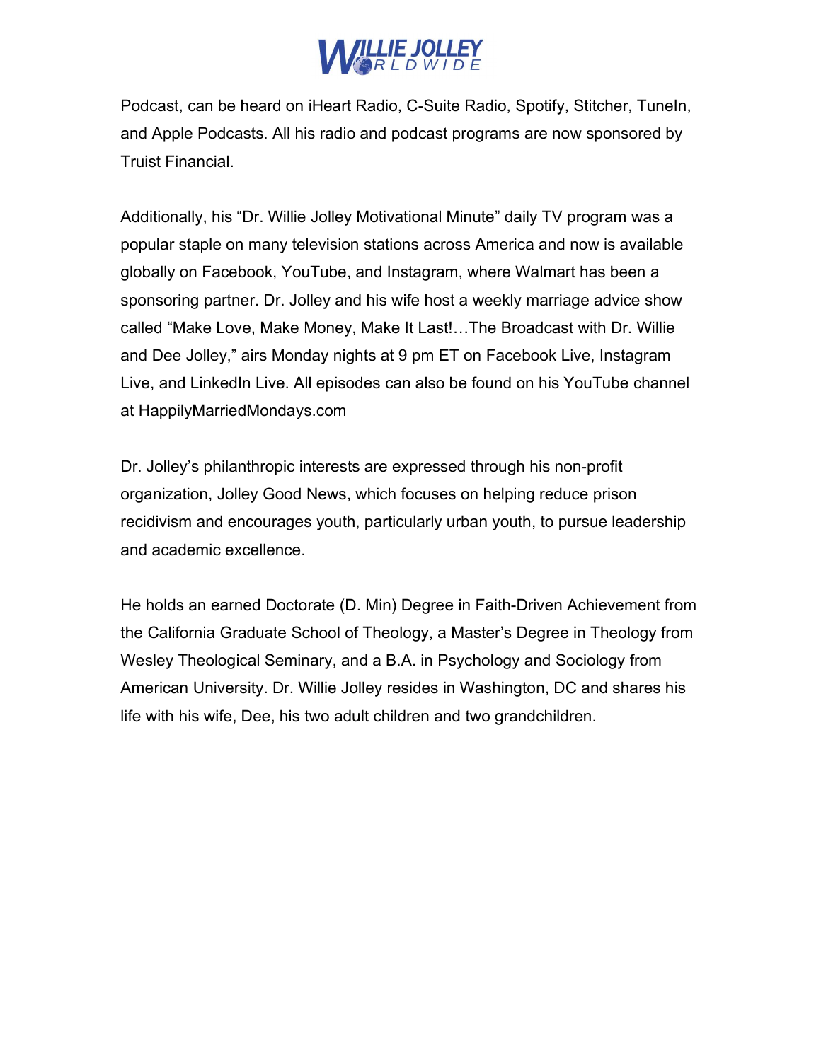Podcast, can be heard on iHeart Radio, C-Suite Radio, Spotify, Stitcher, TuneIn, and Apple Podcasts. All his radio and podcast programs are now sponsored by Truist Financial.

Additionally, his "Dr. Willie Jolley Motivational Minute" daily TV program was a popular staple on many television stations across America and now is available globally on Facebook, YouTube, and Instagram, where Walmart has been a sponsoring partner. Dr. Jolley and his wife host a weekly marriage advice show called "Make Love, Make Money, Make It Last!…The Broadcast with Dr. Willie and Dee Jolley," airs Monday nights at 9 pm ET on Facebook Live, Instagram Live, and LinkedIn Live. All episodes can also be found on his YouTube channel at HappilyMarriedMondays.com

Dr. Jolley's philanthropic interests are expressed through his non-profit organization, Jolley Good News, which focuses on helping reduce prison recidivism and encourages youth, particularly urban youth, to pursue leadership and academic excellence.

He holds an earned Doctorate (D. Min) Degree in Faith-Driven Achievement from the California Graduate School of Theology, a Master's Degree in Theology from Wesley Theological Seminary, and a B.A. in Psychology and Sociology from American University. Dr. Willie Jolley resides in Washington, DC and shares his life with his wife, Dee, his two adult children and two grandchildren.